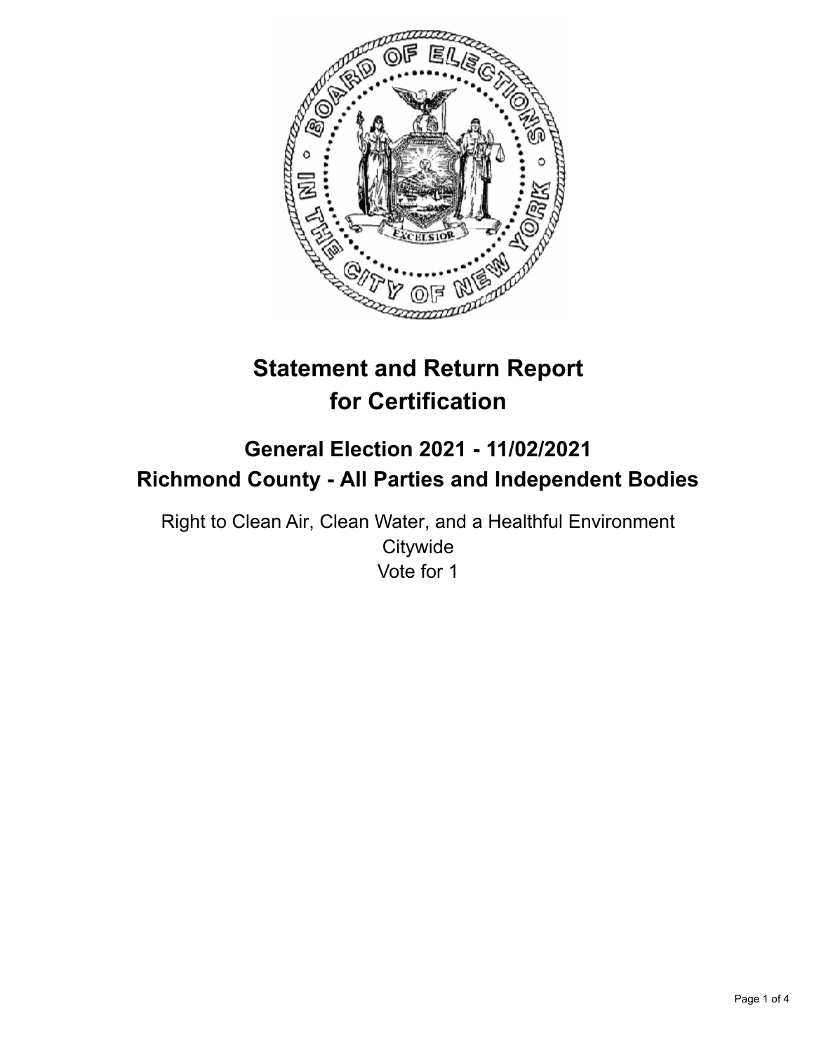# Statement and Return Report for Certification

## General Election 2021 - 11/02/2021
## Richmond County - All Parties and Independent Bodies

Right to Clean Air, Clean Water, and a Healthful Environment
Citywide
Vote for 1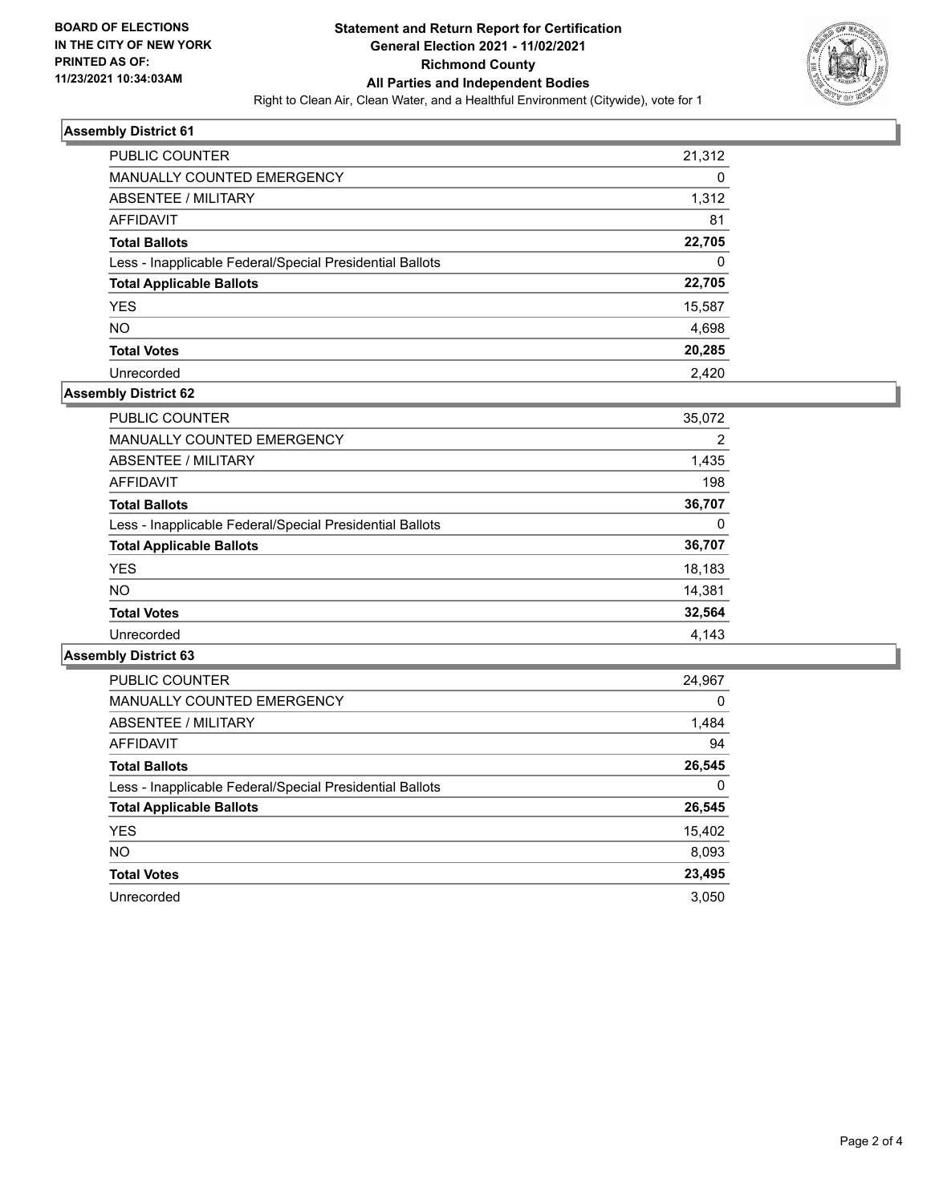**BOARD OF ELECTIONS IN THE CITY OF NEW YORK PRINTED AS OF: 11/23/2021 10:34:03AM**

# Statement and Return Report for Certification General Election 2021 - 11/02/2021 Richmond County All Parties and Independent Bodies

Right to Clean Air, Clean Water, and a Healthful Environment (Citywide), vote for 1

## Assembly District 61

| | |
|---|---|
| PUBLIC COUNTER | 21,312 |
| MANUALLY COUNTED EMERGENCY | 0 |
| ABSENTEE / MILITARY | 1,312 |
| AFFIDAVIT | 81 |
| **Total Ballots** | **22,705** |
| Less - Inapplicable Federal/Special Presidential Ballots | 0 |
| **Total Applicable Ballots** | **22,705** |
| YES | 15,587 |
| NO | 4,698 |
| **Total Votes** | **20,285** |
| Unrecorded | 2,420 |

## Assembly District 62

| | |
|---|---|
| PUBLIC COUNTER | 35,072 |
| MANUALLY COUNTED EMERGENCY | 2 |
| ABSENTEE / MILITARY | 1,435 |
| AFFIDAVIT | 198 |
| **Total Ballots** | **36,707** |
| Less - Inapplicable Federal/Special Presidential Ballots | 0 |
| **Total Applicable Ballots** | **36,707** |
| YES | 18,183 |
| NO | 14,381 |
| **Total Votes** | **32,564** |
| Unrecorded | 4,143 |

## Assembly District 63

| | |
|---|---|
| PUBLIC COUNTER | 24,967 |
| MANUALLY COUNTED EMERGENCY | 0 |
| ABSENTEE / MILITARY | 1,484 |
| AFFIDAVIT | 94 |
| **Total Ballots** | **26,545** |
| Less - Inapplicable Federal/Special Presidential Ballots | 0 |
| **Total Applicable Ballots** | **26,545** |
| YES | 15,402 |
| NO | 8,093 |
| **Total Votes** | **23,495** |
| Unrecorded | 3,050 |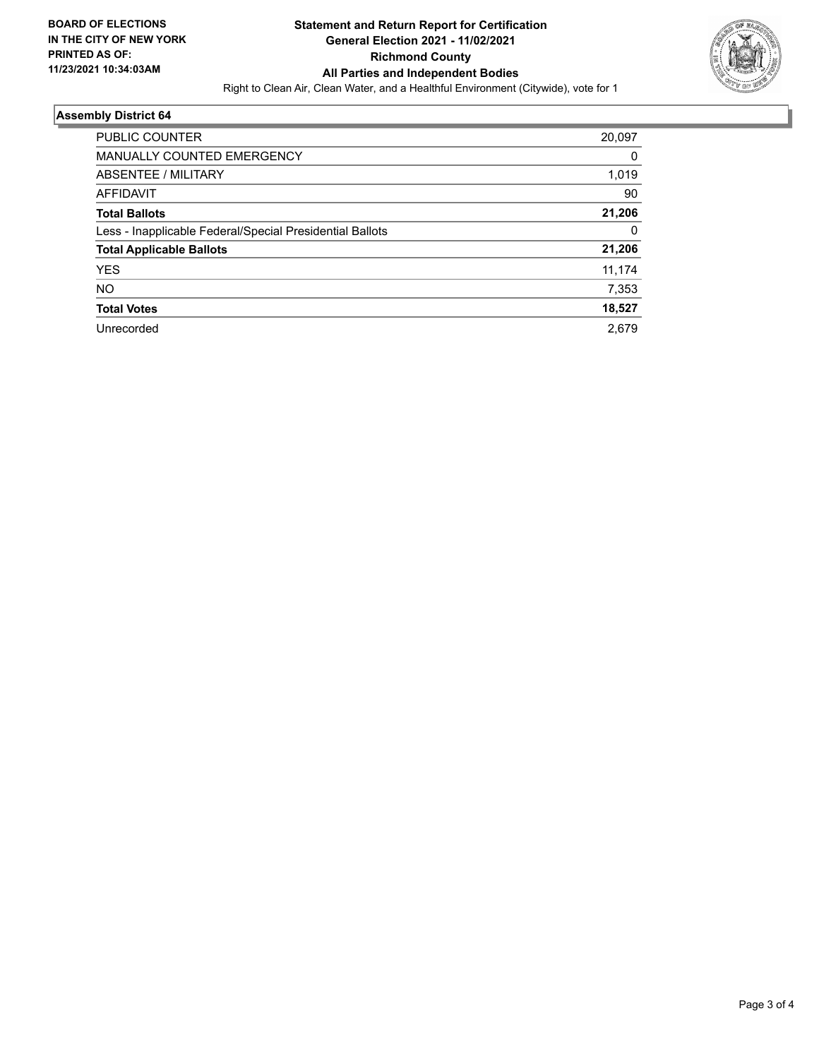**BOARD OF ELECTIONS IN THE CITY OF NEW YORK PRINTED AS OF: 11/23/2021 10:34:03AM**

# Statement and Return Report for Certification
## General Election 2021 - 11/02/2021
## Richmond County
## All Parties and Independent Bodies

Right to Clean Air, Clean Water, and a Healthful Environment (Citywide), vote for 1

### Assembly District 64

| | |
|---|---|
| PUBLIC COUNTER | 20,097 |
| MANUALLY COUNTED EMERGENCY | 0 |
| ABSENTEE / MILITARY | 1,019 |
| AFFIDAVIT | 90 |
| **Total Ballots** | **21,206** |
| Less - Inapplicable Federal/Special Presidential Ballots | 0 |
| **Total Applicable Ballots** | **21,206** |
| YES | 11,174 |
| NO | 7,353 |
| **Total Votes** | **18,527** |
| Unrecorded | 2,679 |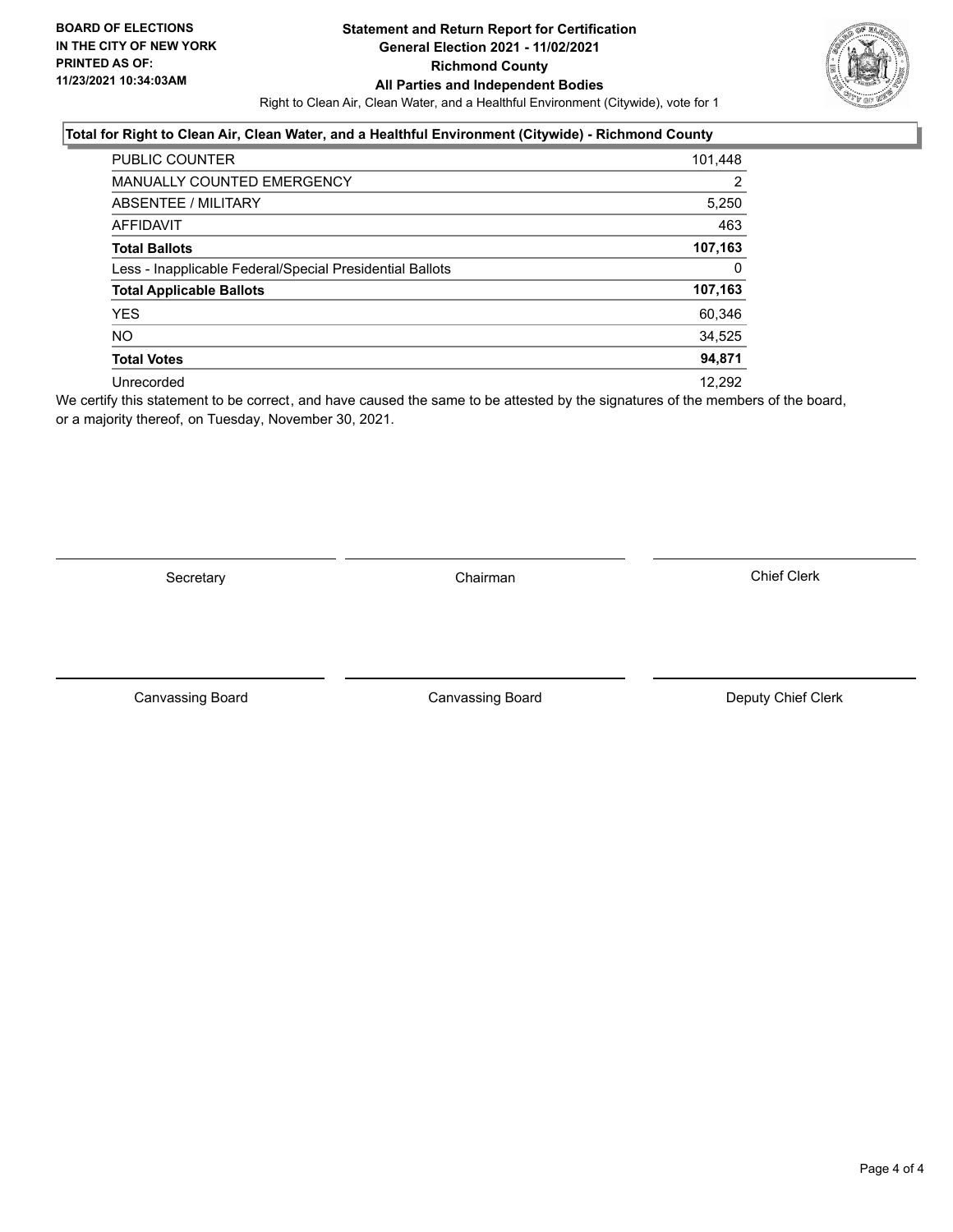**BOARD OF ELECTIONS IN THE CITY OF NEW YORK PRINTED AS OF: 11/23/2021 10:34:03AM**

# Statement and Return Report for Certification
## General Election 2021 - 11/02/2021
## Richmond County
## All Parties and Independent Bodies

Right to Clean Air, Clean Water, and a Healthful Environment (Citywide), vote for 1

### Total for Right to Clean Air, Clean Water, and a Healthful Environment (Citywide) - Richmond County

| | |
|---|---|
| PUBLIC COUNTER | 101,448 |
| MANUALLY COUNTED EMERGENCY | 2 |
| ABSENTEE / MILITARY | 5,250 |
| AFFIDAVIT | 463 |
| **Total Ballots** | **107,163** |
| Less - Inapplicable Federal/Special Presidential Ballots | 0 |
| **Total Applicable Ballots** | **107,163** |
| YES | 60,346 |
| NO | 34,525 |
| **Total Votes** | **94,871** |
| Unrecorded | 12,292 |

We certify this statement to be correct, and have caused the same to be attested by the signatures of the members of the board, or a majority thereof, on Tuesday, November 30, 2021.

Secretary

Chairman

Chief Clerk

Canvassing Board

Canvassing Board

Deputy Chief Clerk